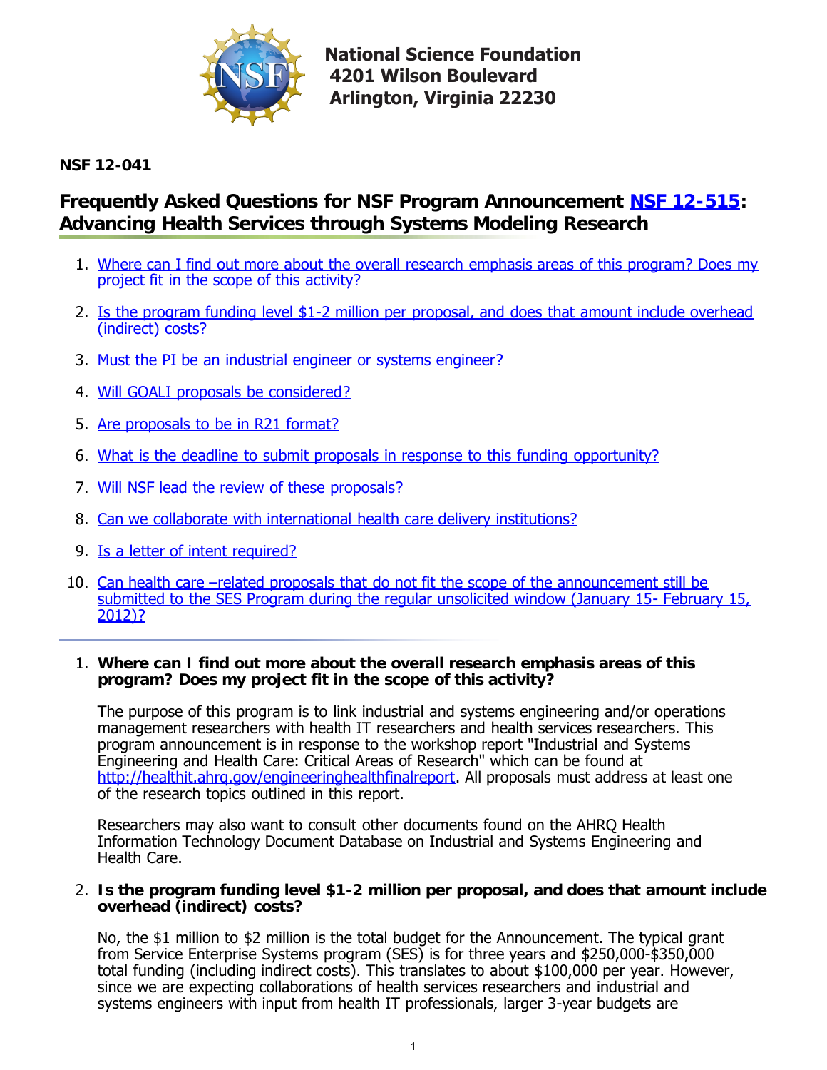National Science Foundation
4201 Wilson Boulevard
Arlington, Virginia 22230

**NSF 12-041**

# Frequently Asked Questions for NSF Program Announcement [NSF 12-515](#): Advancing Health Services through Systems Modeling Research

1. [Where can I find out more about the overall research emphasis areas of this program? Does my project fit in the scope of this activity?](#)
2. [Is the program funding level $1-2 million per proposal, and does that amount include overhead (indirect) costs?](#)
3. [Must the PI be an industrial engineer or systems engineer?](#)
4. [Will GOALI proposals be considered?](#)
5. [Are proposals to be in R21 format?](#)
6. [What is the deadline to submit proposals in response to this funding opportunity?](#)
7. [Will NSF lead the review of these proposals?](#)
8. [Can we collaborate with international health care delivery institutions?](#)
9. [Is a letter of intent required?](#)
10. [Can health care –related proposals that do not fit the scope of the announcement still be submitted to the SES Program during the regular unsolicited window (January 15- February 15, 2012)?](#)

---

1. **Where can I find out more about the overall research emphasis areas of this program? Does my project fit in the scope of this activity?**

   The purpose of this program is to link industrial and systems engineering and/or operations management researchers with health IT researchers and health services researchers. This program announcement is in response to the workshop report "Industrial and Systems Engineering and Health Care: Critical Areas of Research" which can be found at [http://healthit.ahrq.gov/engineeringhealthfinalreport](http://healthit.ahrq.gov/engineeringhealthfinalreport). All proposals must address at least one of the research topics outlined in this report.

   Researchers may also want to consult other documents found on the AHRQ Health Information Technology Document Database on Industrial and Systems Engineering and Health Care.

2. **Is the program funding level $1-2 million per proposal, and does that amount include overhead (indirect) costs?**

   No, the $1 million to $2 million is the total budget for the Announcement. The typical grant from Service Enterprise Systems program (SES) is for three years and $250,000-$350,000 total funding (including indirect costs). This translates to about $100,000 per year. However, since we are expecting collaborations of health services researchers and industrial and systems engineers with input from health IT professionals, larger 3-year budgets are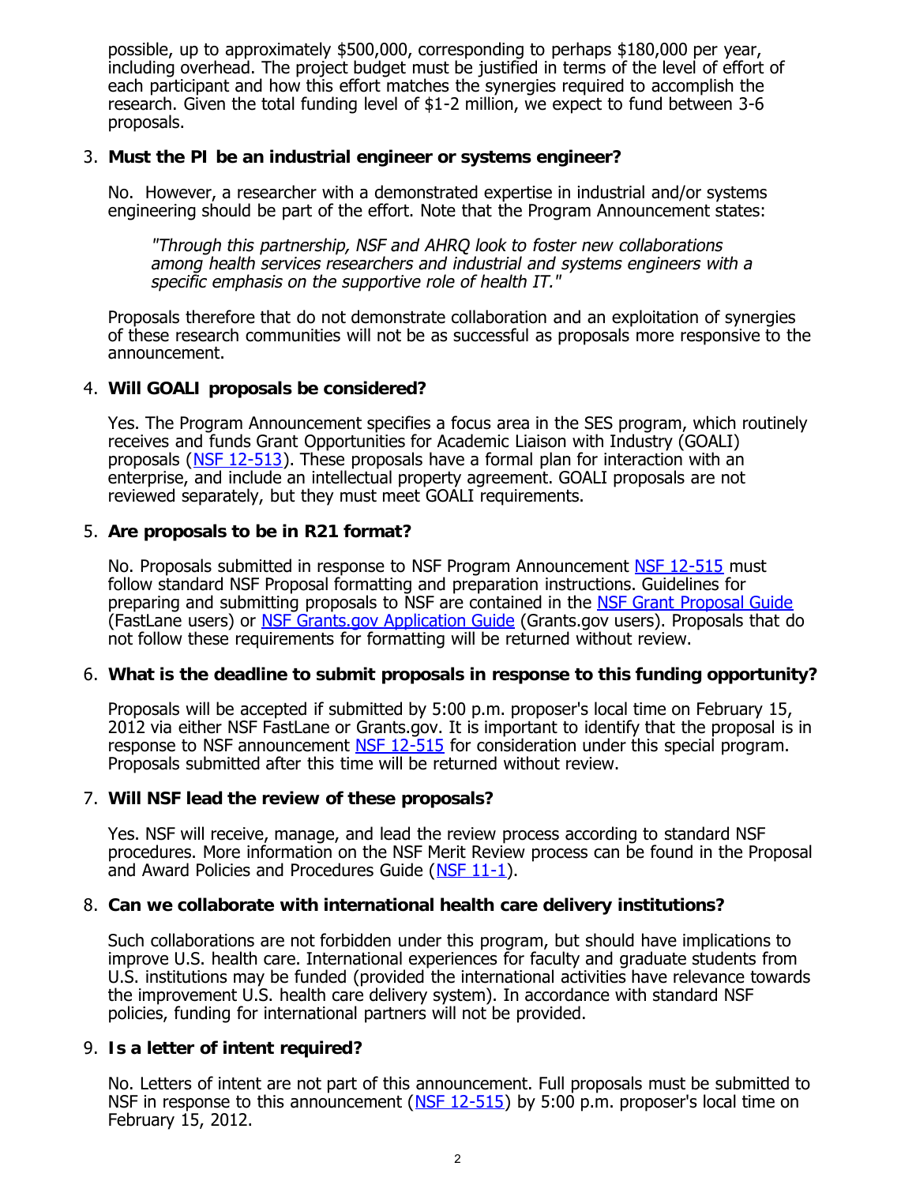possible, up to approximately $500,000, corresponding to perhaps $180,000 per year, including overhead. The project budget must be justified in terms of the level of effort of each participant and how this effort matches the synergies required to accomplish the research. Given the total funding level of $1-2 million, we expect to fund between 3-6 proposals.

3. **Must the PI be an industrial engineer or systems engineer?**

   No. However, a researcher with a demonstrated expertise in industrial and/or systems engineering should be part of the effort. Note that the Program Announcement states:

   > *"Through this partnership, NSF and AHRQ look to foster new collaborations among health services researchers and industrial and systems engineers with a specific emphasis on the supportive role of health IT."*

   Proposals therefore that do not demonstrate collaboration and an exploitation of synergies of these research communities will not be as successful as proposals more responsive to the announcement.

4. **Will GOALI proposals be considered?**

   Yes. The Program Announcement specifies a focus area in the SES program, which routinely receives and funds Grant Opportunities for Academic Liaison with Industry (GOALI) proposals (NSF 12-513). These proposals have a formal plan for interaction with an enterprise, and include an intellectual property agreement. GOALI proposals are not reviewed separately, but they must meet GOALI requirements.

5. **Are proposals to be in R21 format?**

   No. Proposals submitted in response to NSF Program Announcement NSF 12-515 must follow standard NSF Proposal formatting and preparation instructions. Guidelines for preparing and submitting proposals to NSF are contained in the NSF Grant Proposal Guide (FastLane users) or NSF Grants.gov Application Guide (Grants.gov users). Proposals that do not follow these requirements for formatting will be returned without review.

6. **What is the deadline to submit proposals in response to this funding opportunity?**

   Proposals will be accepted if submitted by 5:00 p.m. proposer's local time on February 15, 2012 via either NSF FastLane or Grants.gov. It is important to identify that the proposal is in response to NSF announcement NSF 12-515 for consideration under this special program. Proposals submitted after this time will be returned without review.

7. **Will NSF lead the review of these proposals?**

   Yes. NSF will receive, manage, and lead the review process according to standard NSF procedures. More information on the NSF Merit Review process can be found in the Proposal and Award Policies and Procedures Guide (NSF 11-1).

8. **Can we collaborate with international health care delivery institutions?**

   Such collaborations are not forbidden under this program, but should have implications to improve U.S. health care. International experiences for faculty and graduate students from U.S. institutions may be funded (provided the international activities have relevance towards the improvement U.S. health care delivery system). In accordance with standard NSF policies, funding for international partners will not be provided.

9. **Is a letter of intent required?**

   No. Letters of intent are not part of this announcement. Full proposals must be submitted to NSF in response to this announcement (NSF 12-515) by 5:00 p.m. proposer's local time on February 15, 2012.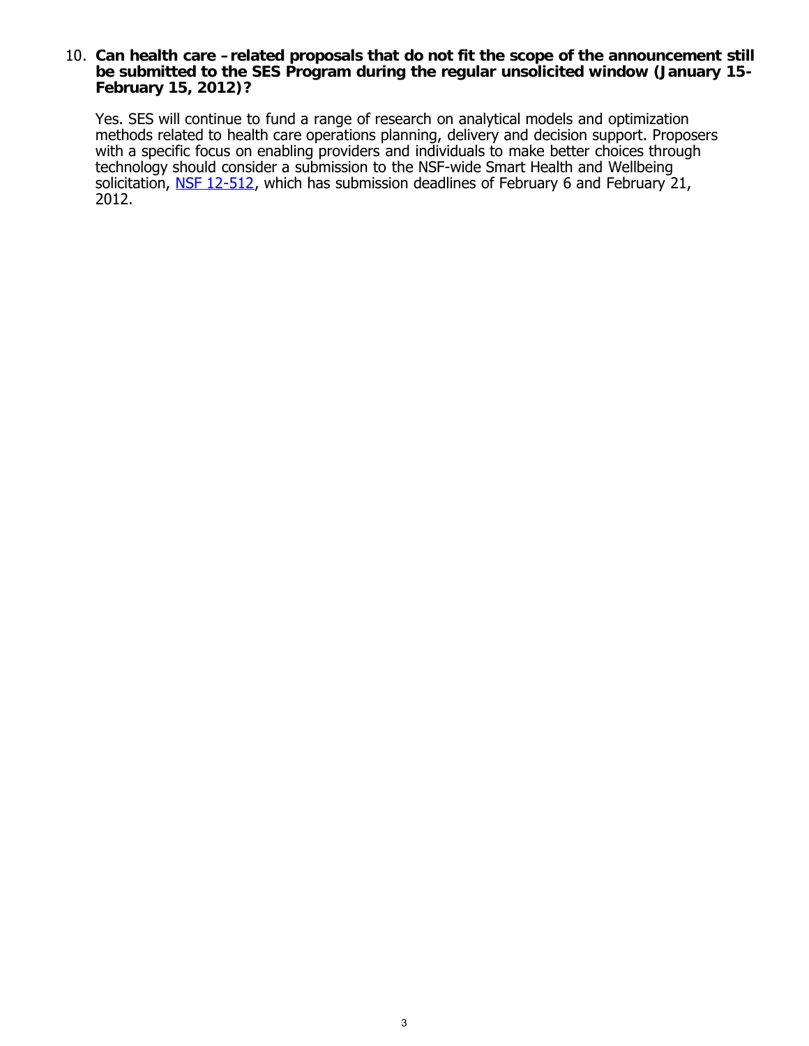10. **Can health care –related proposals that do not fit the scope of the announcement still be submitted to the SES Program during the regular unsolicited window (January 15-February 15, 2012)?**

    Yes. SES will continue to fund a range of research on analytical models and optimization methods related to health care operations planning, delivery and decision support. Proposers with a specific focus on enabling providers and individuals to make better choices through technology should consider a submission to the NSF-wide Smart Health and Wellbeing solicitation, NSF 12-512, which has submission deadlines of February 6 and February 21, 2012.